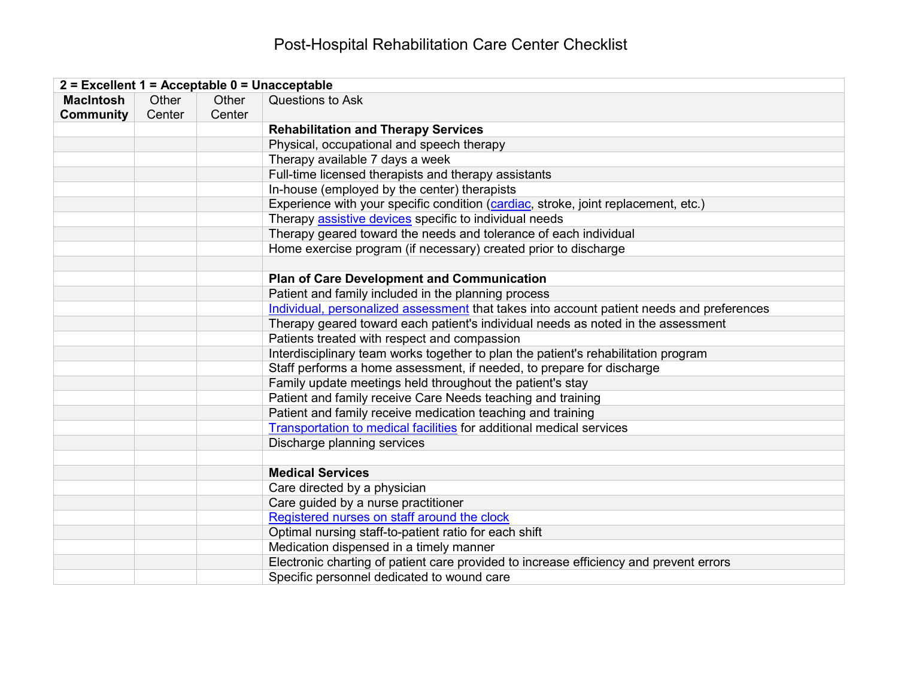# Post-Hospital Rehabilitation Care Center Checklist

| **2 = Excellent 1 = Acceptable 0 = Unacceptable** | | | |
|---|---|---|---|
| **MacIntosh Community** | Other Center | Other Center | Questions to Ask |
| | | | **Rehabilitation and Therapy Services** |
| | | | Physical, occupational and speech therapy |
| | | | Therapy available 7 days a week |
| | | | Full-time licensed therapists and therapy assistants |
| | | | In-house (employed by the center) therapists |
| | | | Experience with your specific condition (cardiac, stroke, joint replacement, etc.) |
| | | | Therapy assistive devices specific to individual needs |
| | | | Therapy geared toward the needs and tolerance of each individual |
| | | | Home exercise program (if necessary) created prior to discharge |
| | | | |
| | | | **Plan of Care Development and Communication** |
| | | | Patient and family included in the planning process |
| | | | Individual, personalized assessment that takes into account patient needs and preferences |
| | | | Therapy geared toward each patient's individual needs as noted in the assessment |
| | | | Patients treated with respect and compassion |
| | | | Interdisciplinary team works together to plan the patient's rehabilitation program |
| | | | Staff performs a home assessment, if needed, to prepare for discharge |
| | | | Family update meetings held throughout the patient's stay |
| | | | Patient and family receive Care Needs teaching and training |
| | | | Patient and family receive medication teaching and training |
| | | | Transportation to medical facilities for additional medical services |
| | | | Discharge planning services |
| | | | |
| | | | **Medical Services** |
| | | | Care directed by a physician |
| | | | Care guided by a nurse practitioner |
| | | | Registered nurses on staff around the clock |
| | | | Optimal nursing staff-to-patient ratio for each shift |
| | | | Medication dispensed in a timely manner |
| | | | Electronic charting of patient care provided to increase efficiency and prevent errors |
| | | | Specific personnel dedicated to wound care |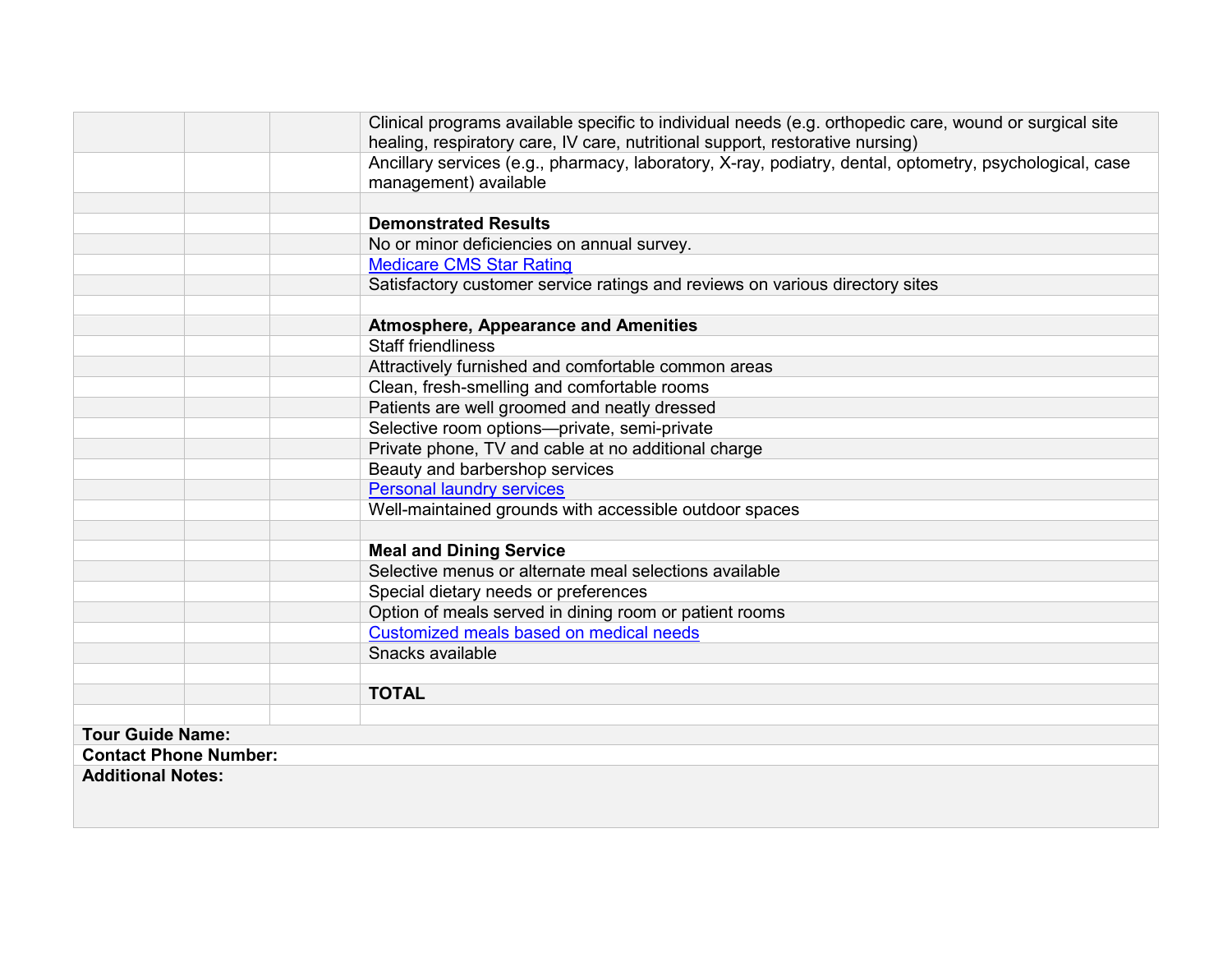| | | | |
|---|---|---|---|
| | | | Clinical programs available specific to individual needs (e.g. orthopedic care, wound or surgical site healing, respiratory care, IV care, nutritional support, restorative nursing) |
| | | | Ancillary services (e.g., pharmacy, laboratory, X-ray, podiatry, dental, optometry, psychological, case management) available |
| | | | |
| | | | **Demonstrated Results** |
| | | | No or minor deficiencies on annual survey. |
| | | | Medicare CMS Star Rating |
| | | | Satisfactory customer service ratings and reviews on various directory sites |
| | | | |
| | | | **Atmosphere, Appearance and Amenities** |
| | | | Staff friendliness |
| | | | Attractively furnished and comfortable common areas |
| | | | Clean, fresh-smelling and comfortable rooms |
| | | | Patients are well groomed and neatly dressed |
| | | | Selective room options—private, semi-private |
| | | | Private phone, TV and cable at no additional charge |
| | | | Beauty and barbershop services |
| | | | Personal laundry services |
| | | | Well-maintained grounds with accessible outdoor spaces |
| | | | |
| | | | **Meal and Dining Service** |
| | | | Selective menus or alternate meal selections available |
| | | | Special dietary needs or preferences |
| | | | Option of meals served in dining room or patient rooms |
| | | | Customized meals based on medical needs |
| | | | Snacks available |
| | | | |
| | | | **TOTAL** |
| | | | |

**Tour Guide Name:**

**Contact Phone Number:**

**Additional Notes:**